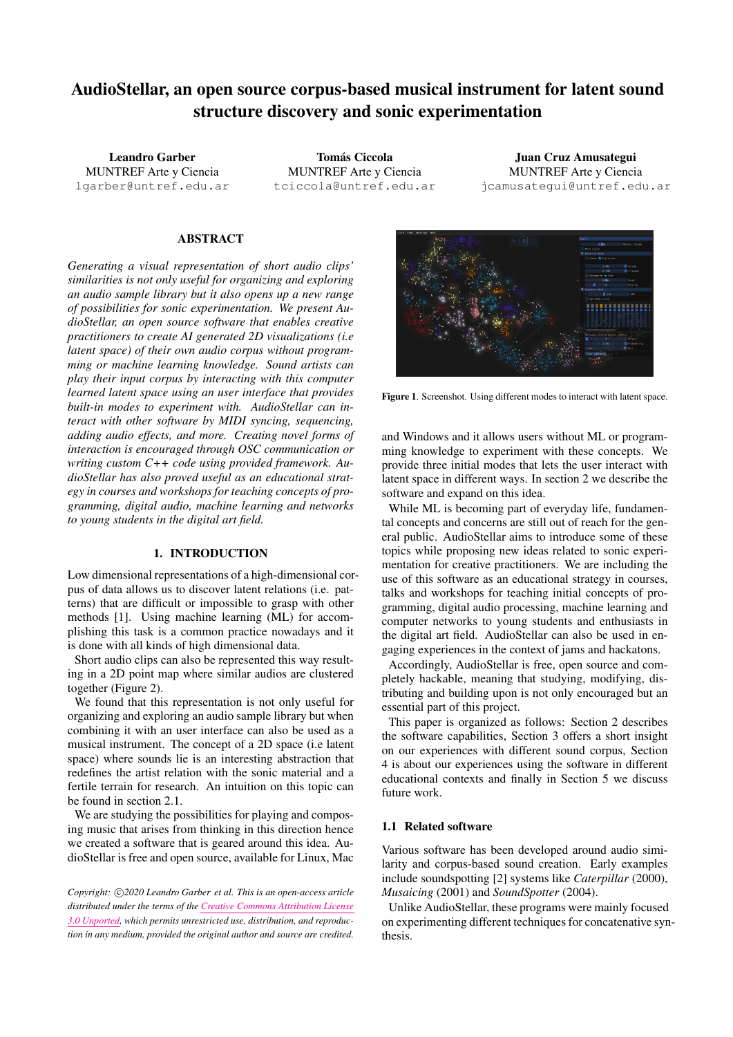# AudioStellar, an open source corpus-based musical instrument for latent sound structure discovery and sonic experimentation

**Leandro Garber**
MUNTREF Arte y Ciencia
lgarber@untref.edu.ar

**Tomás Ciccola**
MUNTREF Arte y Ciencia
tciccola@untref.edu.ar

**Juan Cruz Amusategui**
MUNTREF Arte y Ciencia
jcamusategui@untref.edu.ar

## ABSTRACT

*Generating a visual representation of short audio clips' similarities is not only useful for organizing and exploring an audio sample library but it also opens up a new range of possibilities for sonic experimentation. We present AudioStellar, an open source software that enables creative practitioners to create AI generated 2D visualizations (i.e latent space) of their own audio corpus without programming or machine learning knowledge. Sound artists can play their input corpus by interacting with this computer learned latent space using an user interface that provides built-in modes to experiment with. AudioStellar can interact with other software by MIDI syncing, sequencing, adding audio effects, and more. Creating novel forms of interaction is encouraged through OSC communication or writing custom C++ code using provided framework. AudioStellar has also proved useful as an educational strategy in courses and workshops for teaching concepts of programming, digital audio, machine learning and networks to young students in the digital art field.*

## 1. INTRODUCTION

Low dimensional representations of a high-dimensional corpus of data allows us to discover latent relations (i.e. patterns) that are difficult or impossible to grasp with other methods [1]. Using machine learning (ML) for accomplishing this task is a common practice nowadays and it is done with all kinds of high dimensional data.

Short audio clips can also be represented this way resulting in a 2D point map where similar audios are clustered together (Figure 2).

We found that this representation is not only useful for organizing and exploring an audio sample library but when combining it with an user interface can also be used as a musical instrument. The concept of a 2D space (i.e latent space) where sounds lie is an interesting abstraction that redefines the artist relation with the sonic material and a fertile terrain for research. An intuition on this topic can be found in section 2.1.

We are studying the possibilities for playing and composing music that arises from thinking in this direction hence we created a software that is geared around this idea. AudioStellar is free and open source, available for Linux, Mac and Windows and it allows users without ML or programming knowledge to experiment with these concepts. We provide three initial modes that lets the user interact with latent space in different ways. In section 2 we describe the software and expand on this idea.

While ML is becoming part of everyday life, fundamental concepts and concerns are still out of reach for the general public. AudioStellar aims to introduce some of these topics while proposing new ideas related to sonic experimentation for creative practitioners. We are including the use of this software as an educational strategy in courses, talks and workshops for teaching initial concepts of programming, digital audio processing, machine learning and computer networks to young students and enthusiasts in the digital art field. AudioStellar can also be used in engaging experiences in the context of jams and hackatons.

Accordingly, AudioStellar is free, open source and completely hackable, meaning that studying, modifying, distributing and building upon is not only encouraged but an essential part of this project.

This paper is organized as follows: Section 2 describes the software capabilities, Section 3 offers a short insight on our experiences with different sound corpus, Section 4 is about our experiences using the software in different educational contexts and finally in Section 5 we discuss future work.

*Copyright: ©2020 Leandro Garber et al. This is an open-access article distributed under the terms of the Creative Commons Attribution License 3.0 Unported, which permits unrestricted use, distribution, and reproduction in any medium, provided the original author and source are credited.*

**Figure 1**. Screenshot. Using different modes to interact with latent space.

### 1.1 Related software

Various software has been developed around audio similarity and corpus-based sound creation. Early examples include soundspotting [2] systems like *Caterpillar* (2000), *Musaicing* (2001) and *SoundSpotter* (2004).

Unlike AudioStellar, these programs were mainly focused on experimenting different techniques for concatenative synthesis.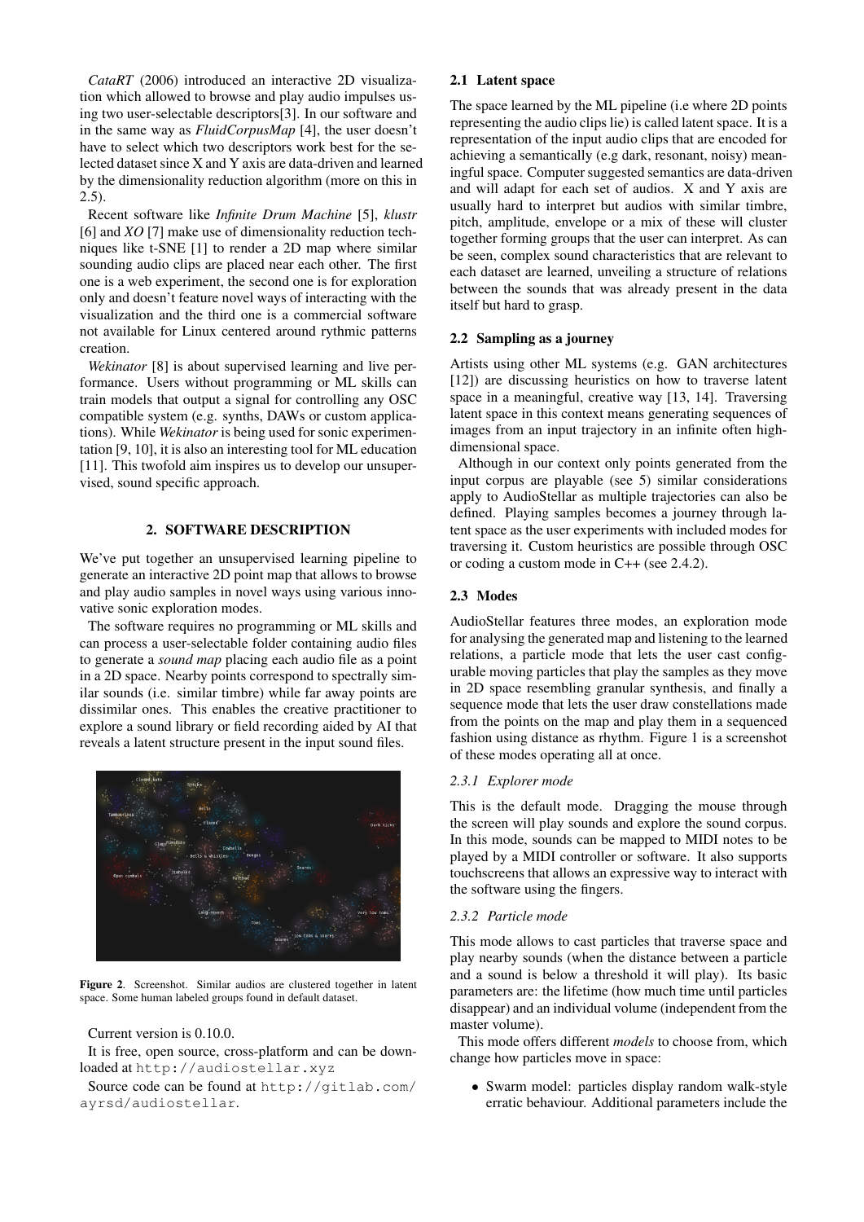*CataRT* (2006) introduced an interactive 2D visualization which allowed to browse and play audio impulses using two user-selectable descriptors[3]. In our software and in the same way as *FluidCorpusMap* [4], the user doesn't have to select which two descriptors work best for the selected dataset since X and Y axis are data-driven and learned by the dimensionality reduction algorithm (more on this in 2.5).

Recent software like *Infinite Drum Machine* [5], *klustr* [6] and *XO* [7] make use of dimensionality reduction techniques like t-SNE [1] to render a 2D map where similar sounding audio clips are placed near each other. The first one is a web experiment, the second one is for exploration only and doesn't feature novel ways of interacting with the visualization and the third one is a commercial software not available for Linux centered around rythmic patterns creation.

*Wekinator* [8] is about supervised learning and live performance. Users without programming or ML skills can train models that output a signal for controlling any OSC compatible system (e.g. synths, DAWs or custom applications). While *Wekinator* is being used for sonic experimentation [9, 10], it is also an interesting tool for ML education [11]. This twofold aim inspires us to develop our unsupervised, sound specific approach.

## 2. SOFTWARE DESCRIPTION

We've put together an unsupervised learning pipeline to generate an interactive 2D point map that allows to browse and play audio samples in novel ways using various innovative sonic exploration modes.

The software requires no programming or ML skills and can process a user-selectable folder containing audio files to generate a *sound map* placing each audio file as a point in a 2D space. Nearby points correspond to spectrally similar sounds (i.e. similar timbre) while far away points are dissimilar ones. This enables the creative practitioner to explore a sound library or field recording aided by AI that reveals a latent structure present in the input sound files.

**Figure 2**. Screenshot. Similar audios are clustered together in latent space. Some human labeled groups found in default dataset.

Current version is 0.10.0.

It is free, open source, cross-platform and can be downloaded at http://audiostellar.xyz

Source code can be found at http://gitlab.com/ayrsd/audiostellar.

### 2.1 Latent space

The space learned by the ML pipeline (i.e where 2D points representing the audio clips lie) is called latent space. It is a representation of the input audio clips that are encoded for achieving a semantically (e.g dark, resonant, noisy) meaningful space. Computer suggested semantics are data-driven and will adapt for each set of audios. X and Y axis are usually hard to interpret but audios with similar timbre, pitch, amplitude, envelope or a mix of these will cluster together forming groups that the user can interpret. As can be seen, complex sound characteristics that are relevant to each dataset are learned, unveiling a structure of relations between the sounds that was already present in the data itself but hard to grasp.

### 2.2 Sampling as a journey

Artists using other ML systems (e.g. GAN architectures [12]) are discussing heuristics on how to traverse latent space in a meaningful, creative way [13, 14]. Traversing latent space in this context means generating sequences of images from an input trajectory in an infinite often high-dimensional space.

Although in our context only points generated from the input corpus are playable (see 5) similar considerations apply to AudioStellar as multiple trajectories can also be defined. Playing samples becomes a journey through latent space as the user experiments with included modes for traversing it. Custom heuristics are possible through OSC or coding a custom mode in C++ (see 2.4.2).

### 2.3 Modes

AudioStellar features three modes, an exploration mode for analysing the generated map and listening to the learned relations, a particle mode that lets the user cast configurable moving particles that play the samples as they move in 2D space resembling granular synthesis, and finally a sequence mode that lets the user draw constellations made from the points on the map and play them in a sequenced fashion using distance as rhythm. Figure 1 is a screenshot of these modes operating all at once.

#### *2.3.1 Explorer mode*

This is the default mode. Dragging the mouse through the screen will play sounds and explore the sound corpus. In this mode, sounds can be mapped to MIDI notes to be played by a MIDI controller or software. It also supports touchscreens that allows an expressive way to interact with the software using the fingers.

#### *2.3.2 Particle mode*

This mode allows to cast particles that traverse space and play nearby sounds (when the distance between a particle and a sound is below a threshold it will play). Its basic parameters are: the lifetime (how much time until particles disappear) and an individual volume (independent from the master volume).

This mode offers different *models* to choose from, which change how particles move in space:

- Swarm model: particles display random walk-style erratic behaviour. Additional parameters include the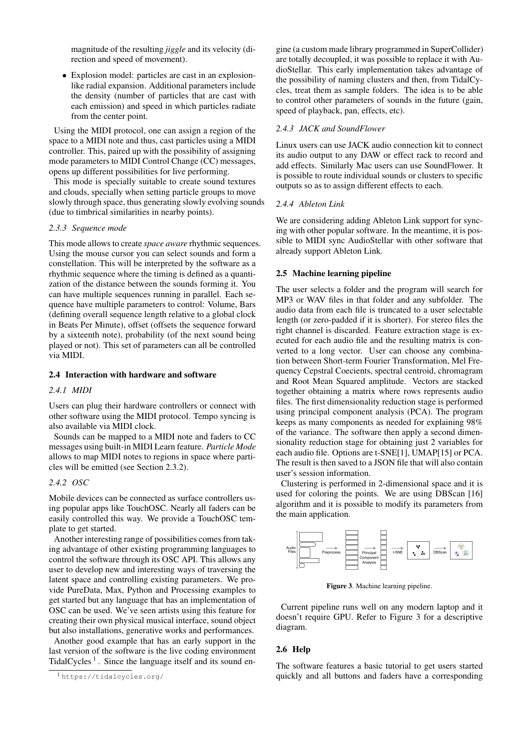magnitude of the resulting *jiggle* and its velocity (direction and speed of movement).

- Explosion model: particles are cast in an explosion-like radial expansion. Additional parameters include the density (number of particles that are cast with each emission) and speed in which particles radiate from the center point.

Using the MIDI protocol, one can assign a region of the space to a MIDI note and thus, cast particles using a MIDI controller. This, paired up with the possibility of assigning mode parameters to MIDI Control Change (CC) messages, opens up different possibilities for live performing.

This mode is specially suitable to create sound textures and clouds, specially when setting particle groups to move slowly through space, thus generating slowly evolving sounds (due to timbrical similarities in nearby points).

#### 2.3.3 Sequence mode

This mode allows to create *space aware* rhythmic sequences. Using the mouse cursor you can select sounds and form a constellation. This will be interpreted by the software as a rhythmic sequence where the timing is defined as a quantization of the distance between the sounds forming it. You can have multiple sequences running in parallel. Each sequence have multiple parameters to control: Volume, Bars (defining overall sequence length relative to a global clock in Beats Per Minute), offset (offsets the sequence forward by a sixteenth note), probability (of the next sound being played or not). This set of parameters can all be controlled via MIDI.

### 2.4 Interaction with hardware and software

#### 2.4.1 MIDI

Users can plug their hardware controllers or connect with other software using the MIDI protocol. Tempo syncing is also available via MIDI clock.

Sounds can be mapped to a MIDI note and faders to CC messages using built-in MIDI Learn feature. *Particle Mode* allows to map MIDI notes to regions in space where particles will be emitted (see Section 2.3.2).

#### 2.4.2 OSC

Mobile devices can be connected as surface controllers using popular apps like TouchOSC. Nearly all faders can be easily controlled this way. We provide a TouchOSC template to get started.

Another interesting range of possibilities comes from taking advantage of other existing programming languages to control the software through its OSC API. This allows any user to develop new and interesting ways of traversing the latent space and controlling existing parameters. We provide PureData, Max, Python and Processing examples to get started but any language that has an implementation of OSC can be used. We've seen artists using this feature for creating their own physical musical interface, sound object but also installations, generative works and performances.

Another good example that has an early support in the last version of the software is the live coding environment TidalCycles [1]. Since the language itself and its sound engine (a custom made library programmed in SuperCollider) are totally decoupled, it was possible to replace it with AudioStellar. This early implementation takes advantage of the possibility of naming clusters and then, from TidalCycles, treat them as sample folders. The idea is to be able to control other parameters of sounds in the future (gain, speed of playback, pan, effects, etc).

[1] https://tidalcycles.org/

#### 2.4.3 JACK and SoundFlower

Linux users can use JACK audio connection kit to connect its audio output to any DAW or effect rack to record and add effects. Similarly Mac users can use SoundFlower. It is possible to route individual sounds or clusters to specific outputs so as to assign different effects to each.

#### 2.4.4 Ableton Link

We are considering adding Ableton Link support for syncing with other popular software. In the meantime, it is possible to MIDI sync AudioStellar with other software that already support Ableton Link.

### 2.5 Machine learning pipeline

The user selects a folder and the program will search for MP3 or WAV files in that folder and any subfolder. The audio data from each file is truncated to a user selectable length (or zero-padded if it is shorter). For stereo files the right channel is discarded. Feature extraction stage is executed for each audio file and the resulting matrix is converted to a long vector. User can choose any combination between Short-term Fourier Transformation, Mel Frequency Cepstral Coecients, spectral centroid, chromagram and Root Mean Squared amplitude. Vectors are stacked together obtaining a matrix where rows represents audio files. The first dimensionality reduction stage is performed using principal component analysis (PCA). The program keeps as many components as needed for explaining 98% of the variance. The software then apply a second dimensionality reduction stage for obtaining just 2 variables for each audio file. Options are t-SNE[1], UMAP[15] or PCA. The result is then saved to a JSON file that will also contain user's session information.

Clustering is performed in 2-dimensional space and it is used for coloring the points. We are using DBScan [16] algorithm and it is possible to modify its parameters from the main application.

**Figure 3**. Machine learning pipeline.

Current pipeline runs well on any modern laptop and it doesn't require GPU. Refer to Figure 3 for a descriptive diagram.

### 2.6 Help

The software features a basic tutorial to get users started quickly and all buttons and faders have a corresponding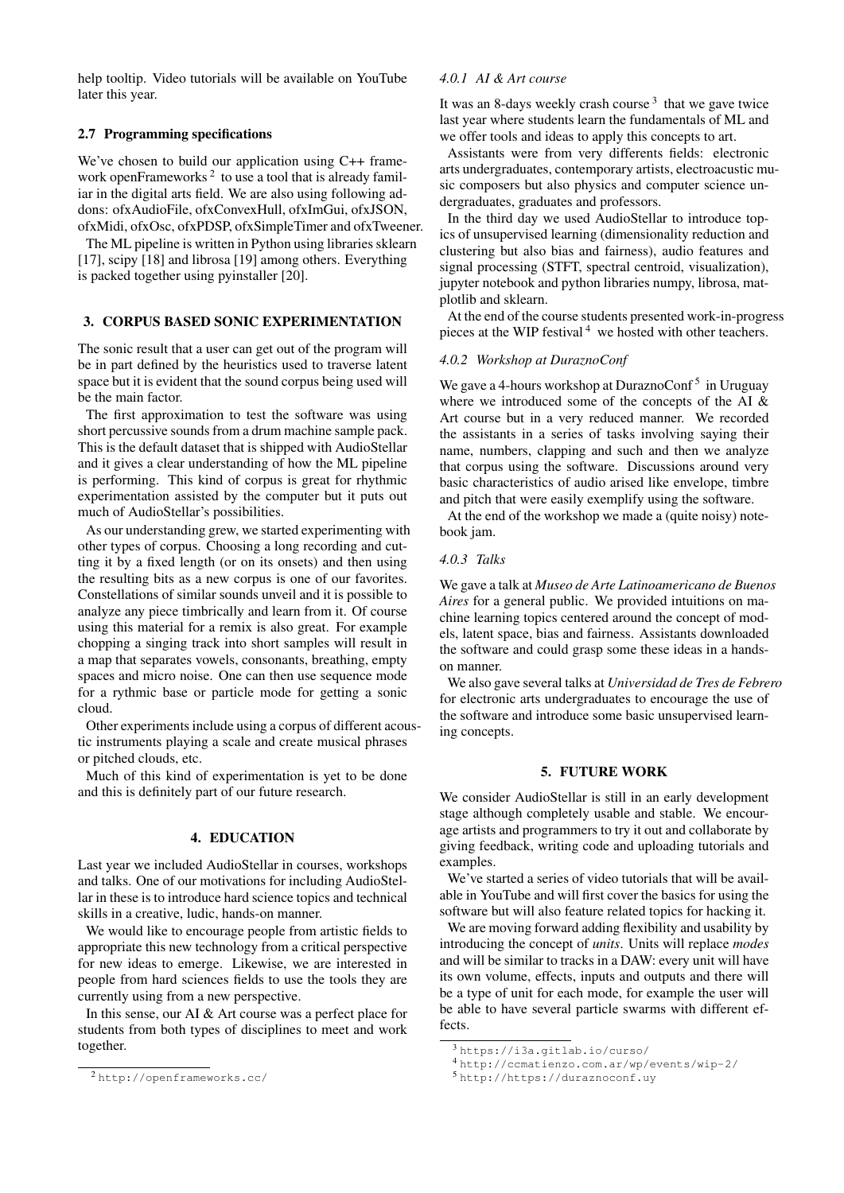help tooltip. Video tutorials will be available on YouTube later this year.

### 2.7 Programming specifications

We've chosen to build our application using C++ framework openFrameworks [2] to use a tool that is already familiar in the digital arts field. We are also using following addons: ofxAudioFile, ofxConvexHull, ofxImGui, ofxJSON, ofxMidi, ofxOsc, ofxPDSP, ofxSimpleTimer and ofxTweener.

The ML pipeline is written in Python using libraries sklearn [17], scipy [18] and librosa [19] among others. Everything is packed together using pyinstaller [20].

## 3. CORPUS BASED SONIC EXPERIMENTATION

The sonic result that a user can get out of the program will be in part defined by the heuristics used to traverse latent space but it is evident that the sound corpus being used will be the main factor.

The first approximation to test the software was using short percussive sounds from a drum machine sample pack. This is the default dataset that is shipped with AudioStellar and it gives a clear understanding of how the ML pipeline is performing. This kind of corpus is great for rhythmic experimentation assisted by the computer but it puts out much of AudioStellar's possibilities.

As our understanding grew, we started experimenting with other types of corpus. Choosing a long recording and cutting it by a fixed length (or on its onsets) and then using the resulting bits as a new corpus is one of our favorites. Constellations of similar sounds unveil and it is possible to analyze any piece timbrically and learn from it. Of course using this material for a remix is also great. For example chopping a singing track into short samples will result in a map that separates vowels, consonants, breathing, empty spaces and micro noise. One can then use sequence mode for a rythmic base or particle mode for getting a sonic cloud.

Other experiments include using a corpus of different acoustic instruments playing a scale and create musical phrases or pitched clouds, etc.

Much of this kind of experimentation is yet to be done and this is definitely part of our future research.

## 4. EDUCATION

Last year we included AudioStellar in courses, workshops and talks. One of our motivations for including AudioStellar in these is to introduce hard science topics and technical skills in a creative, ludic, hands-on manner.

We would like to encourage people from artistic fields to appropriate this new technology from a critical perspective for new ideas to emerge. Likewise, we are interested in people from hard sciences fields to use the tools they are currently using from a new perspective.

In this sense, our AI & Art course was a perfect place for students from both types of disciplines to meet and work together.

#### *4.0.1 AI & Art course*

It was an 8-days weekly crash course [3] that we gave twice last year where students learn the fundamentals of ML and we offer tools and ideas to apply this concepts to art.

Assistants were from very differents fields: electronic arts undergraduates, contemporary artists, electroacustic music composers but also physics and computer science undergraduates, graduates and professors.

In the third day we used AudioStellar to introduce topics of unsupervised learning (dimensionality reduction and clustering but also bias and fairness), audio features and signal processing (STFT, spectral centroid, visualization), jupyter notebook and python libraries numpy, librosa, matplotlib and sklearn.

At the end of the course students presented work-in-progress pieces at the WIP festival [4] we hosted with other teachers.

#### *4.0.2 Workshop at DuraznoConf*

We gave a 4-hours workshop at DuraznoConf [5] in Uruguay where we introduced some of the concepts of the AI & Art course but in a very reduced manner. We recorded the assistants in a series of tasks involving saying their name, numbers, clapping and such and then we analyze that corpus using the software. Discussions around very basic characteristics of audio arised like envelope, timbre and pitch that were easily exemplify using the software.

At the end of the workshop we made a (quite noisy) notebook jam.

#### *4.0.3 Talks*

We gave a talk at *Museo de Arte Latinoamericano de Buenos Aires* for a general public. We provided intuitions on machine learning topics centered around the concept of models, latent space, bias and fairness. Assistants downloaded the software and could grasp some these ideas in a hands-on manner.

We also gave several talks at *Universidad de Tres de Febrero* for electronic arts undergraduates to encourage the use of the software and introduce some basic unsupervised learning concepts.

## 5. FUTURE WORK

We consider AudioStellar is still in an early development stage although completely usable and stable. We encourage artists and programmers to try it out and collaborate by giving feedback, writing code and uploading tutorials and examples.

We've started a series of video tutorials that will be available in YouTube and will first cover the basics for using the software but will also feature related topics for hacking it.

We are moving forward adding flexibility and usability by introducing the concept of *units*. Units will replace *modes* and will be similar to tracks in a DAW: every unit will have its own volume, effects, inputs and outputs and there will be a type of unit for each mode, for example the user will be able to have several particle swarms with different effects.

[2] http://openframeworks.cc/

[3] https://i3a.gitlab.io/curso/

[4] http://ccmatienzo.com.ar/wp/events/wip-2/

[5] http://https://duraznoconf.uy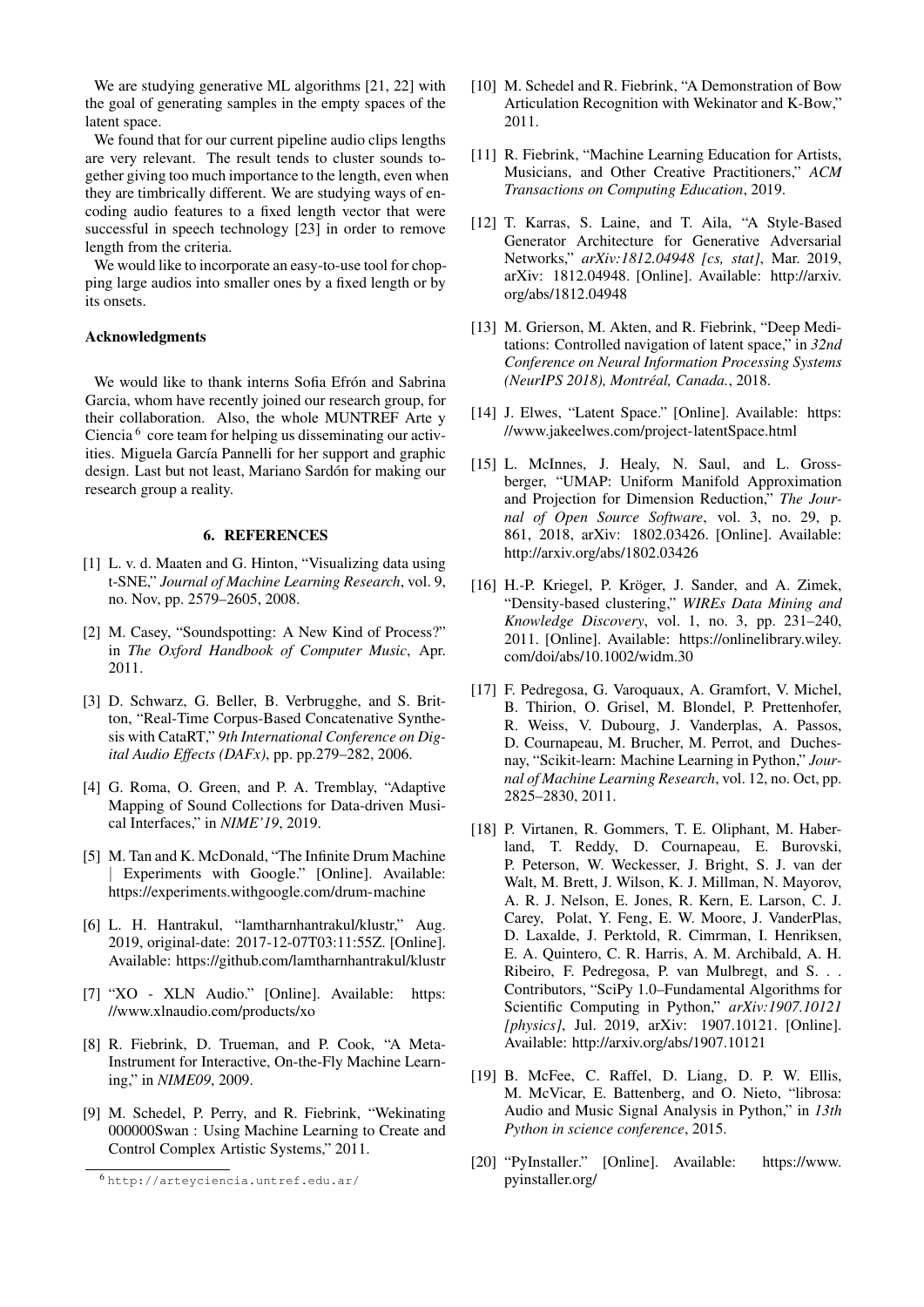We are studying generative ML algorithms [21, 22] with the goal of generating samples in the empty spaces of the latent space.

We found that for our current pipeline audio clips lengths are very relevant. The result tends to cluster sounds together giving too much importance to the length, even when they are timbrically different. We are studying ways of encoding audio features to a fixed length vector that were successful in speech technology [23] in order to remove length from the criteria.

We would like to incorporate an easy-to-use tool for chopping large audios into smaller ones by a fixed length or by its onsets.

**Acknowledgments**

We would like to thank interns Sofia Efrón and Sabrina Garcia, whom have recently joined our research group, for their collaboration. Also, the whole MUNTREF Arte y Ciencia [6] core team for helping us disseminating our activities. Miguela García Pannelli for her support and graphic design. Last but not least, Mariano Sardón for making our research group a reality.

## 6. REFERENCES

[1] L. v. d. Maaten and G. Hinton, "Visualizing data using t-SNE," *Journal of Machine Learning Research*, vol. 9, no. Nov, pp. 2579–2605, 2008.

[2] M. Casey, "Soundspotting: A New Kind of Process?" in *The Oxford Handbook of Computer Music*, Apr. 2011.

[3] D. Schwarz, G. Beller, B. Verbrugghe, and S. Britton, "Real-Time Corpus-Based Concatenative Synthesis with CataRT," *9th International Conference on Digital Audio Effects (DAFx)*, pp. pp.279–282, 2006.

[4] G. Roma, O. Green, and P. A. Tremblay, "Adaptive Mapping of Sound Collections for Data-driven Musical Interfaces," in *NIME'19*, 2019.

[5] M. Tan and K. McDonald, "The Infinite Drum Machine | Experiments with Google." [Online]. Available: https://experiments.withgoogle.com/drum-machine

[6] L. H. Hantrakul, "lamtharnhantrakul/klustr," Aug. 2019, original-date: 2017-12-07T03:11:55Z. [Online]. Available: https://github.com/lamtharnhantrakul/klustr

[7] "XO - XLN Audio." [Online]. Available: https://www.xlnaudio.com/products/xo

[8] R. Fiebrink, D. Trueman, and P. Cook, "A Meta-Instrument for Interactive, On-the-Fly Machine Learning," in *NIME09*, 2009.

[9] M. Schedel, P. Perry, and R. Fiebrink, "Wekinating 000000Swan : Using Machine Learning to Create and Control Complex Artistic Systems," 2011.

[10] M. Schedel and R. Fiebrink, "A Demonstration of Bow Articulation Recognition with Wekinator and K-Bow," 2011.

[11] R. Fiebrink, "Machine Learning Education for Artists, Musicians, and Other Creative Practitioners," *ACM Transactions on Computing Education*, 2019.

[12] T. Karras, S. Laine, and T. Aila, "A Style-Based Generator Architecture for Generative Adversarial Networks," *arXiv:1812.04948 [cs, stat]*, Mar. 2019, arXiv: 1812.04948. [Online]. Available: http://arxiv.org/abs/1812.04948

[13] M. Grierson, M. Akten, and R. Fiebrink, "Deep Meditations: Controlled navigation of latent space," in *32nd Conference on Neural Information Processing Systems (NeurIPS 2018), Montréal, Canada.*, 2018.

[14] J. Elwes, "Latent Space." [Online]. Available: https://www.jakeelwes.com/project-latentSpace.html

[15] L. McInnes, J. Healy, N. Saul, and L. Grossberger, "UMAP: Uniform Manifold Approximation and Projection for Dimension Reduction," *The Journal of Open Source Software*, vol. 3, no. 29, p. 861, 2018, arXiv: 1802.03426. [Online]. Available: http://arxiv.org/abs/1802.03426

[16] H.-P. Kriegel, P. Kröger, J. Sander, and A. Zimek, "Density-based clustering," *WIREs Data Mining and Knowledge Discovery*, vol. 1, no. 3, pp. 231–240, 2011. [Online]. Available: https://onlinelibrary.wiley.com/doi/abs/10.1002/widm.30

[17] F. Pedregosa, G. Varoquaux, A. Gramfort, V. Michel, B. Thirion, O. Grisel, M. Blondel, P. Prettenhofer, R. Weiss, V. Dubourg, J. Vanderplas, A. Passos, D. Cournapeau, M. Brucher, M. Perrot, and Duchesnay, "Scikit-learn: Machine Learning in Python," *Journal of Machine Learning Research*, vol. 12, no. Oct, pp. 2825–2830, 2011.

[18] P. Virtanen, R. Gommers, T. E. Oliphant, M. Haberland, T. Reddy, D. Cournapeau, E. Burovski, P. Peterson, W. Weckesser, J. Bright, S. J. van der Walt, M. Brett, J. Wilson, K. J. Millman, N. Mayorov, A. R. J. Nelson, E. Jones, R. Kern, E. Larson, C. J. Carey, Polat, Y. Feng, E. W. Moore, J. VanderPlas, D. Laxalde, J. Perktold, R. Cimrman, I. Henriksen, E. A. Quintero, C. R. Harris, A. M. Archibald, A. H. Ribeiro, F. Pedregosa, P. van Mulbregt, and S. . . Contributors, "SciPy 1.0–Fundamental Algorithms for Scientific Computing in Python," *arXiv:1907.10121 [physics]*, Jul. 2019, arXiv: 1907.10121. [Online]. Available: http://arxiv.org/abs/1907.10121

[19] B. McFee, C. Raffel, D. Liang, D. P. W. Ellis, M. McVicar, E. Battenberg, and O. Nieto, "librosa: Audio and Music Signal Analysis in Python," in *13th Python in science conference*, 2015.

[20] "PyInstaller." [Online]. Available: https://www.pyinstaller.org/

[6] http://arteyciencia.untref.edu.ar/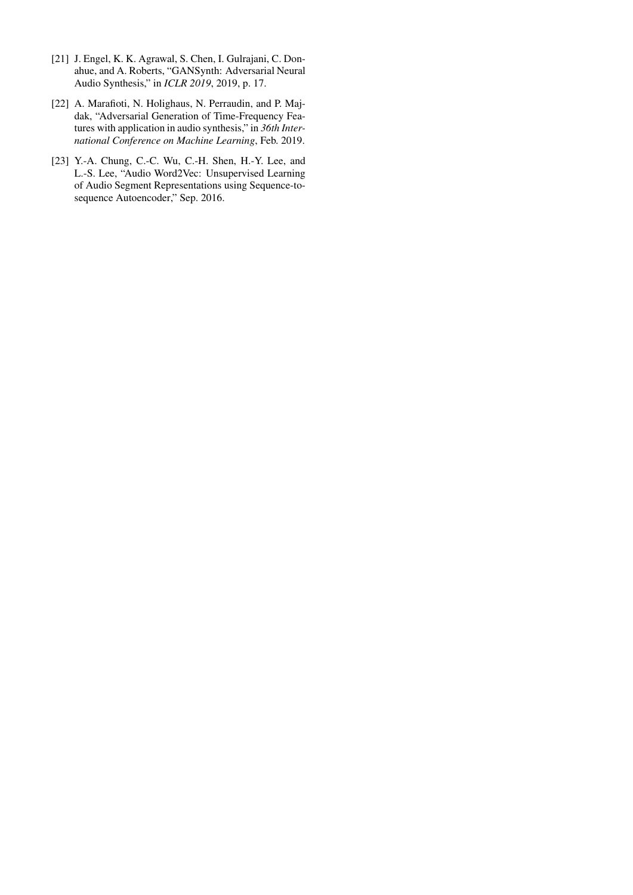[21] J. Engel, K. K. Agrawal, S. Chen, I. Gulrajani, C. Donahue, and A. Roberts, "GANSynth: Adversarial Neural Audio Synthesis," in *ICLR 2019*, 2019, p. 17.

[22] A. Marafioti, N. Holighaus, N. Perraudin, and P. Majdak, "Adversarial Generation of Time-Frequency Features with application in audio synthesis," in *36th International Conference on Machine Learning*, Feb. 2019.

[23] Y.-A. Chung, C.-C. Wu, C.-H. Shen, H.-Y. Lee, and L.-S. Lee, "Audio Word2Vec: Unsupervised Learning of Audio Segment Representations using Sequence-to-sequence Autoencoder," Sep. 2016.